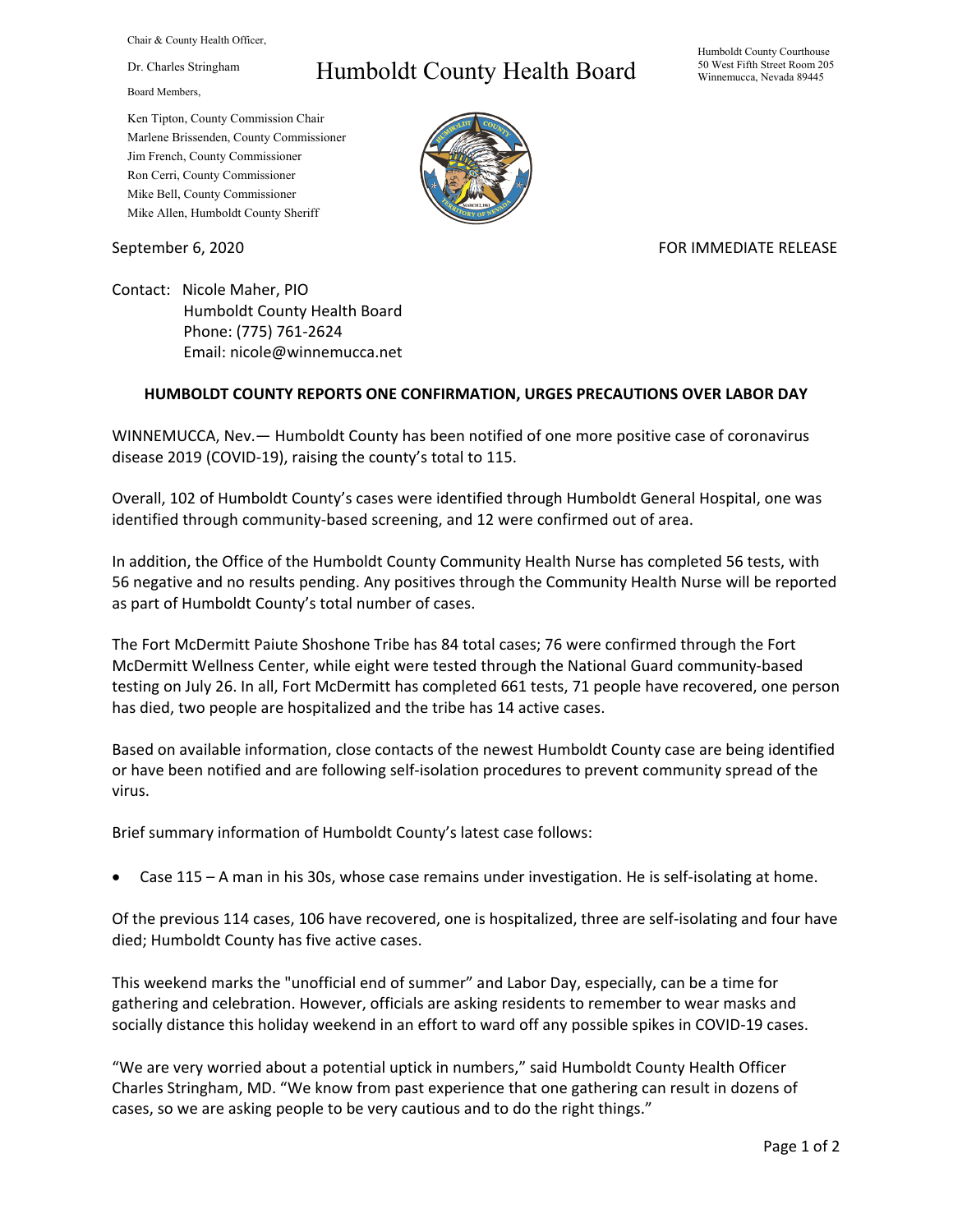Chair & County Health Officer,

Dr. Charles Stringham

Board Members,

Ken Tipton, County Commission Chair
Marlene Brissenden, County Commissioner
Jim French, County Commissioner
Ron Cerri, County Commissioner
Mike Bell, County Commissioner
Mike Allen, Humboldt County Sheriff

# Humboldt County Health Board

Humboldt County Courthouse
50 West Fifth Street Room 205
Winnemucca, Nevada 89445

September 6, 2020

FOR IMMEDIATE RELEASE

Contact: Nicole Maher, PIO
Humboldt County Health Board
Phone: (775) 761-2624
Email: nicole@winnemucca.net

**HUMBOLDT COUNTY REPORTS ONE CONFIRMATION, URGES PRECAUTIONS OVER LABOR DAY**

WINNEMUCCA, Nev.— Humboldt County has been notified of one more positive case of coronavirus disease 2019 (COVID-19), raising the county's total to 115.

Overall, 102 of Humboldt County's cases were identified through Humboldt General Hospital, one was identified through community-based screening, and 12 were confirmed out of area.

In addition, the Office of the Humboldt County Community Health Nurse has completed 56 tests, with 56 negative and no results pending. Any positives through the Community Health Nurse will be reported as part of Humboldt County's total number of cases.

The Fort McDermitt Paiute Shoshone Tribe has 84 total cases; 76 were confirmed through the Fort McDermitt Wellness Center, while eight were tested through the National Guard community-based testing on July 26. In all, Fort McDermitt has completed 661 tests, 71 people have recovered, one person has died, two people are hospitalized and the tribe has 14 active cases.

Based on available information, close contacts of the newest Humboldt County case are being identified or have been notified and are following self-isolation procedures to prevent community spread of the virus.

Brief summary information of Humboldt County's latest case follows:

- Case 115 – A man in his 30s, whose case remains under investigation. He is self-isolating at home.

Of the previous 114 cases, 106 have recovered, one is hospitalized, three are self-isolating and four have died; Humboldt County has five active cases.

This weekend marks the "unofficial end of summer" and Labor Day, especially, can be a time for gathering and celebration. However, officials are asking residents to remember to wear masks and socially distance this holiday weekend in an effort to ward off any possible spikes in COVID-19 cases.

"We are very worried about a potential uptick in numbers," said Humboldt County Health Officer Charles Stringham, MD. "We know from past experience that one gathering can result in dozens of cases, so we are asking people to be very cautious and to do the right things."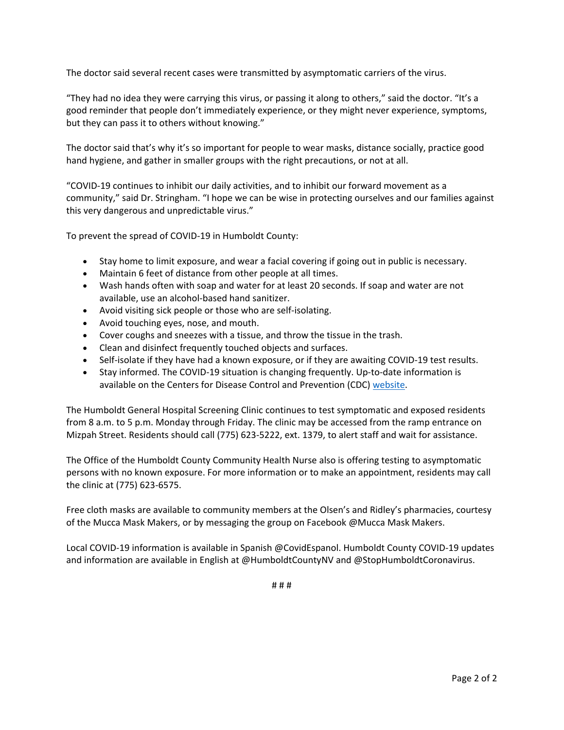The doctor said several recent cases were transmitted by asymptomatic carriers of the virus.

"They had no idea they were carrying this virus, or passing it along to others," said the doctor. "It's a good reminder that people don't immediately experience, or they might never experience, symptoms, but they can pass it to others without knowing."

The doctor said that's why it's so important for people to wear masks, distance socially, practice good hand hygiene, and gather in smaller groups with the right precautions, or not at all.

"COVID-19 continues to inhibit our daily activities, and to inhibit our forward movement as a community," said Dr. Stringham. "I hope we can be wise in protecting ourselves and our families against this very dangerous and unpredictable virus."

To prevent the spread of COVID-19 in Humboldt County:

- Stay home to limit exposure, and wear a facial covering if going out in public is necessary.
- Maintain 6 feet of distance from other people at all times.
- Wash hands often with soap and water for at least 20 seconds. If soap and water are not available, use an alcohol-based hand sanitizer.
- Avoid visiting sick people or those who are self-isolating.
- Avoid touching eyes, nose, and mouth.
- Cover coughs and sneezes with a tissue, and throw the tissue in the trash.
- Clean and disinfect frequently touched objects and surfaces.
- Self-isolate if they have had a known exposure, or if they are awaiting COVID-19 test results.
- Stay informed. The COVID-19 situation is changing frequently. Up-to-date information is available on the Centers for Disease Control and Prevention (CDC) website.

The Humboldt General Hospital Screening Clinic continues to test symptomatic and exposed residents from 8 a.m. to 5 p.m. Monday through Friday. The clinic may be accessed from the ramp entrance on Mizpah Street. Residents should call (775) 623-5222, ext. 1379, to alert staff and wait for assistance.

The Office of the Humboldt County Community Health Nurse also is offering testing to asymptomatic persons with no known exposure. For more information or to make an appointment, residents may call the clinic at (775) 623-6575.

Free cloth masks are available to community members at the Olsen's and Ridley's pharmacies, courtesy of the Mucca Mask Makers, or by messaging the group on Facebook @Mucca Mask Makers.

Local COVID-19 information is available in Spanish @CovidEspanol. Humboldt County COVID-19 updates and information are available in English at @HumboldtCountyNV and @StopHumboldtCoronavirus.

# # #